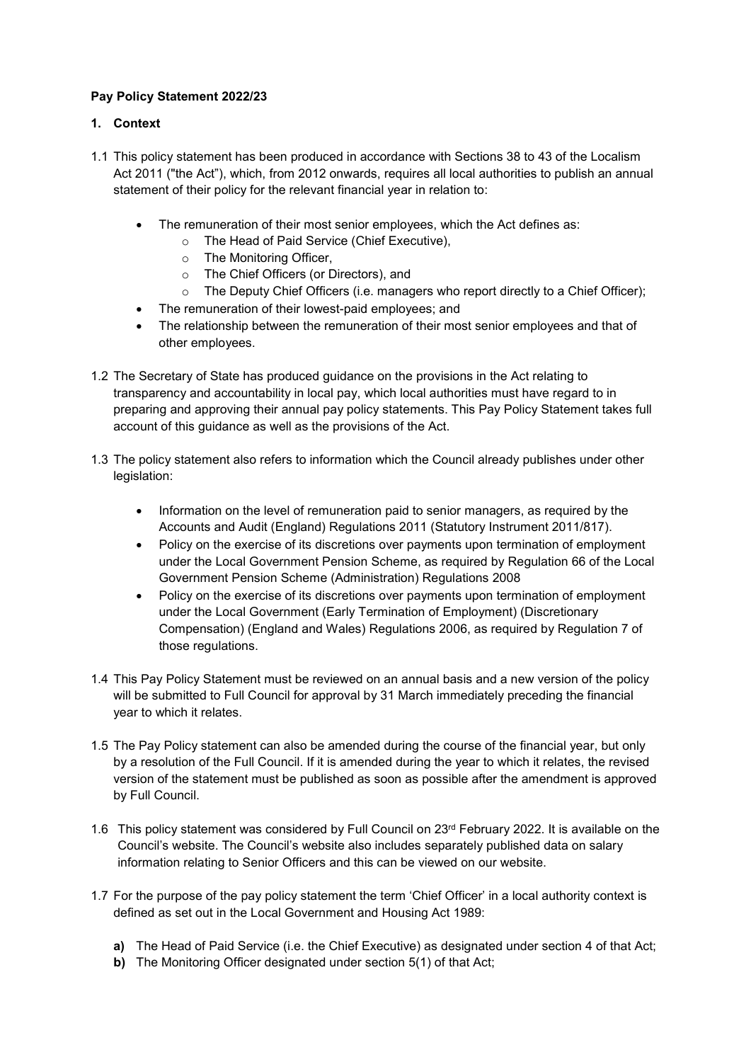**Pay Policy Statement 2022/23**

**1. Context**

1.1 This policy statement has been produced in accordance with Sections 38 to 43 of the Localism Act 2011 ("the Act"), which, from 2012 onwards, requires all local authorities to publish an annual statement of their policy for the relevant financial year in relation to:

- The remuneration of their most senior employees, which the Act defines as:
  - The Head of Paid Service (Chief Executive),
  - The Monitoring Officer,
  - The Chief Officers (or Directors), and
  - The Deputy Chief Officers (i.e. managers who report directly to a Chief Officer);
- The remuneration of their lowest-paid employees; and
- The relationship between the remuneration of their most senior employees and that of other employees.

1.2 The Secretary of State has produced guidance on the provisions in the Act relating to transparency and accountability in local pay, which local authorities must have regard to in preparing and approving their annual pay policy statements. This Pay Policy Statement takes full account of this guidance as well as the provisions of the Act.

1.3 The policy statement also refers to information which the Council already publishes under other legislation:

- Information on the level of remuneration paid to senior managers, as required by the Accounts and Audit (England) Regulations 2011 (Statutory Instrument 2011/817).
- Policy on the exercise of its discretions over payments upon termination of employment under the Local Government Pension Scheme, as required by Regulation 66 of the Local Government Pension Scheme (Administration) Regulations 2008
- Policy on the exercise of its discretions over payments upon termination of employment under the Local Government (Early Termination of Employment) (Discretionary Compensation) (England and Wales) Regulations 2006, as required by Regulation 7 of those regulations.

1.4 This Pay Policy Statement must be reviewed on an annual basis and a new version of the policy will be submitted to Full Council for approval by 31 March immediately preceding the financial year to which it relates.

1.5 The Pay Policy statement can also be amended during the course of the financial year, but only by a resolution of the Full Council. If it is amended during the year to which it relates, the revised version of the statement must be published as soon as possible after the amendment is approved by Full Council.

1.6 This policy statement was considered by Full Council on 23rd February 2022. It is available on the Council's website. The Council's website also includes separately published data on salary information relating to Senior Officers and this can be viewed on our website.

1.7 For the purpose of the pay policy statement the term 'Chief Officer' in a local authority context is defined as set out in the Local Government and Housing Act 1989:

**a)** The Head of Paid Service (i.e. the Chief Executive) as designated under section 4 of that Act;
**b)** The Monitoring Officer designated under section 5(1) of that Act;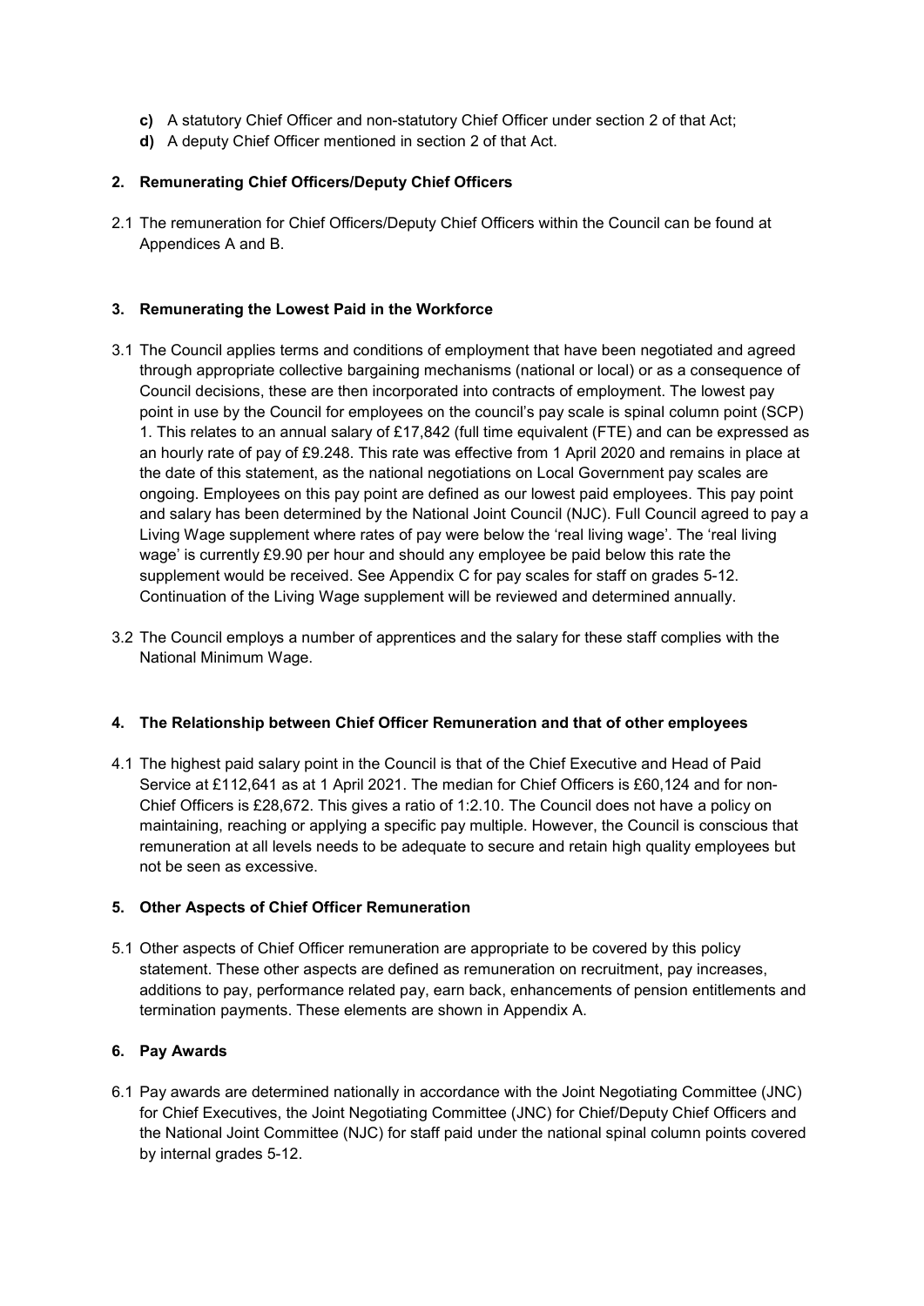**c)** A statutory Chief Officer and non-statutory Chief Officer under section 2 of that Act;

**d)** A deputy Chief Officer mentioned in section 2 of that Act.

## 2. Remunerating Chief Officers/Deputy Chief Officers

2.1 The remuneration for Chief Officers/Deputy Chief Officers within the Council can be found at Appendices A and B.

## 3. Remunerating the Lowest Paid in the Workforce

3.1 The Council applies terms and conditions of employment that have been negotiated and agreed through appropriate collective bargaining mechanisms (national or local) or as a consequence of Council decisions, these are then incorporated into contracts of employment. The lowest pay point in use by the Council for employees on the council's pay scale is spinal column point (SCP) 1. This relates to an annual salary of £17,842 (full time equivalent (FTE) and can be expressed as an hourly rate of pay of £9.248. This rate was effective from 1 April 2020 and remains in place at the date of this statement, as the national negotiations on Local Government pay scales are ongoing. Employees on this pay point are defined as our lowest paid employees. This pay point and salary has been determined by the National Joint Council (NJC). Full Council agreed to pay a Living Wage supplement where rates of pay were below the 'real living wage'. The 'real living wage' is currently £9.90 per hour and should any employee be paid below this rate the supplement would be received. See Appendix C for pay scales for staff on grades 5-12. Continuation of the Living Wage supplement will be reviewed and determined annually.

3.2 The Council employs a number of apprentices and the salary for these staff complies with the National Minimum Wage.

## 4. The Relationship between Chief Officer Remuneration and that of other employees

4.1 The highest paid salary point in the Council is that of the Chief Executive and Head of Paid Service at £112,641 as at 1 April 2021. The median for Chief Officers is £60,124 and for non-Chief Officers is £28,672. This gives a ratio of 1:2.10. The Council does not have a policy on maintaining, reaching or applying a specific pay multiple. However, the Council is conscious that remuneration at all levels needs to be adequate to secure and retain high quality employees but not be seen as excessive.

## 5. Other Aspects of Chief Officer Remuneration

5.1 Other aspects of Chief Officer remuneration are appropriate to be covered by this policy statement. These other aspects are defined as remuneration on recruitment, pay increases, additions to pay, performance related pay, earn back, enhancements of pension entitlements and termination payments. These elements are shown in Appendix A.

## 6. Pay Awards

6.1 Pay awards are determined nationally in accordance with the Joint Negotiating Committee (JNC) for Chief Executives, the Joint Negotiating Committee (JNC) for Chief/Deputy Chief Officers and the National Joint Committee (NJC) for staff paid under the national spinal column points covered by internal grades 5-12.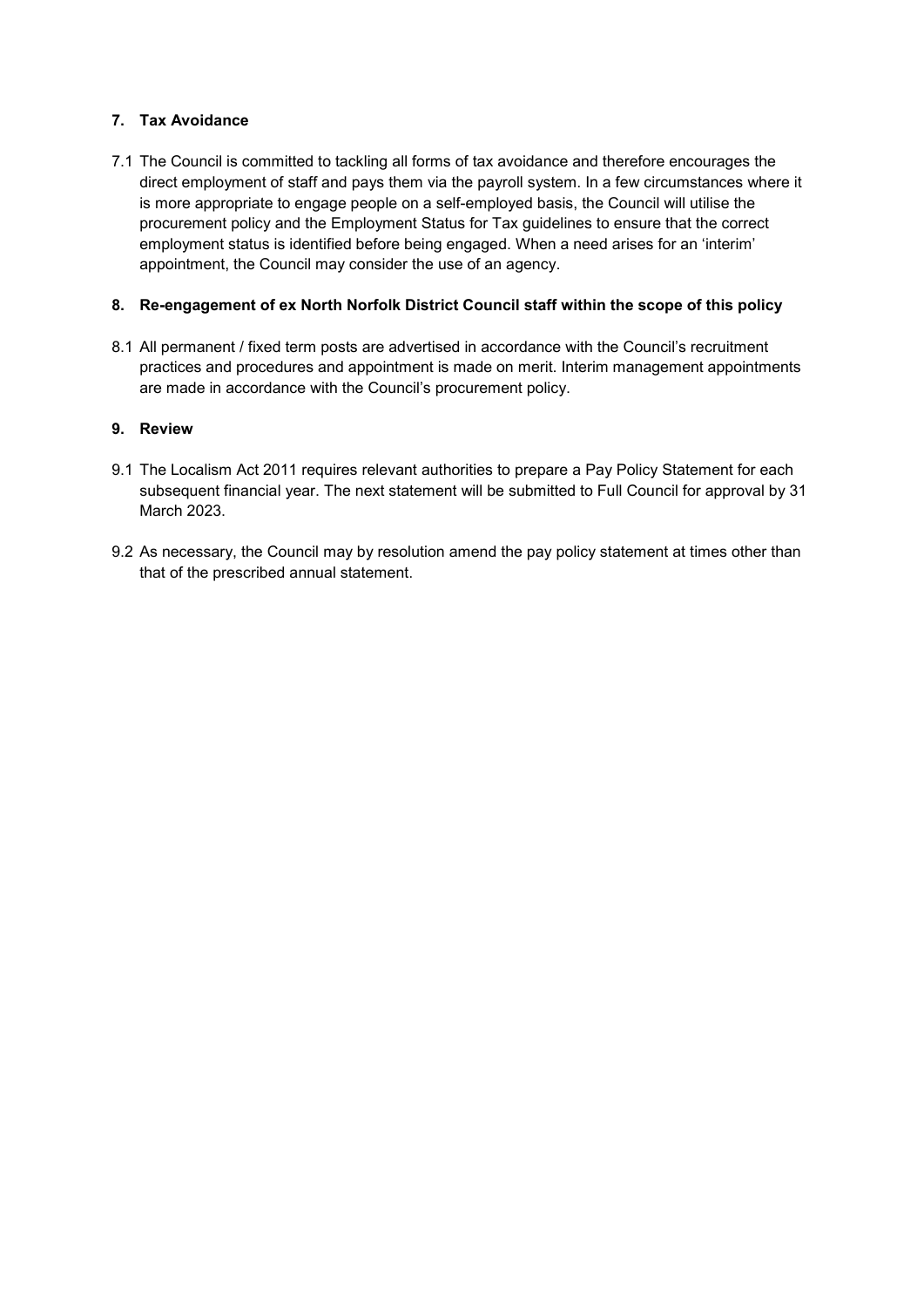## 7. Tax Avoidance

7.1 The Council is committed to tackling all forms of tax avoidance and therefore encourages the direct employment of staff and pays them via the payroll system. In a few circumstances where it is more appropriate to engage people on a self-employed basis, the Council will utilise the procurement policy and the Employment Status for Tax guidelines to ensure that the correct employment status is identified before being engaged. When a need arises for an 'interim' appointment, the Council may consider the use of an agency.

## 8. Re-engagement of ex North Norfolk District Council staff within the scope of this policy

8.1 All permanent / fixed term posts are advertised in accordance with the Council's recruitment practices and procedures and appointment is made on merit. Interim management appointments are made in accordance with the Council's procurement policy.

## 9. Review

9.1 The Localism Act 2011 requires relevant authorities to prepare a Pay Policy Statement for each subsequent financial year. The next statement will be submitted to Full Council for approval by 31 March 2023.

9.2 As necessary, the Council may by resolution amend the pay policy statement at times other than that of the prescribed annual statement.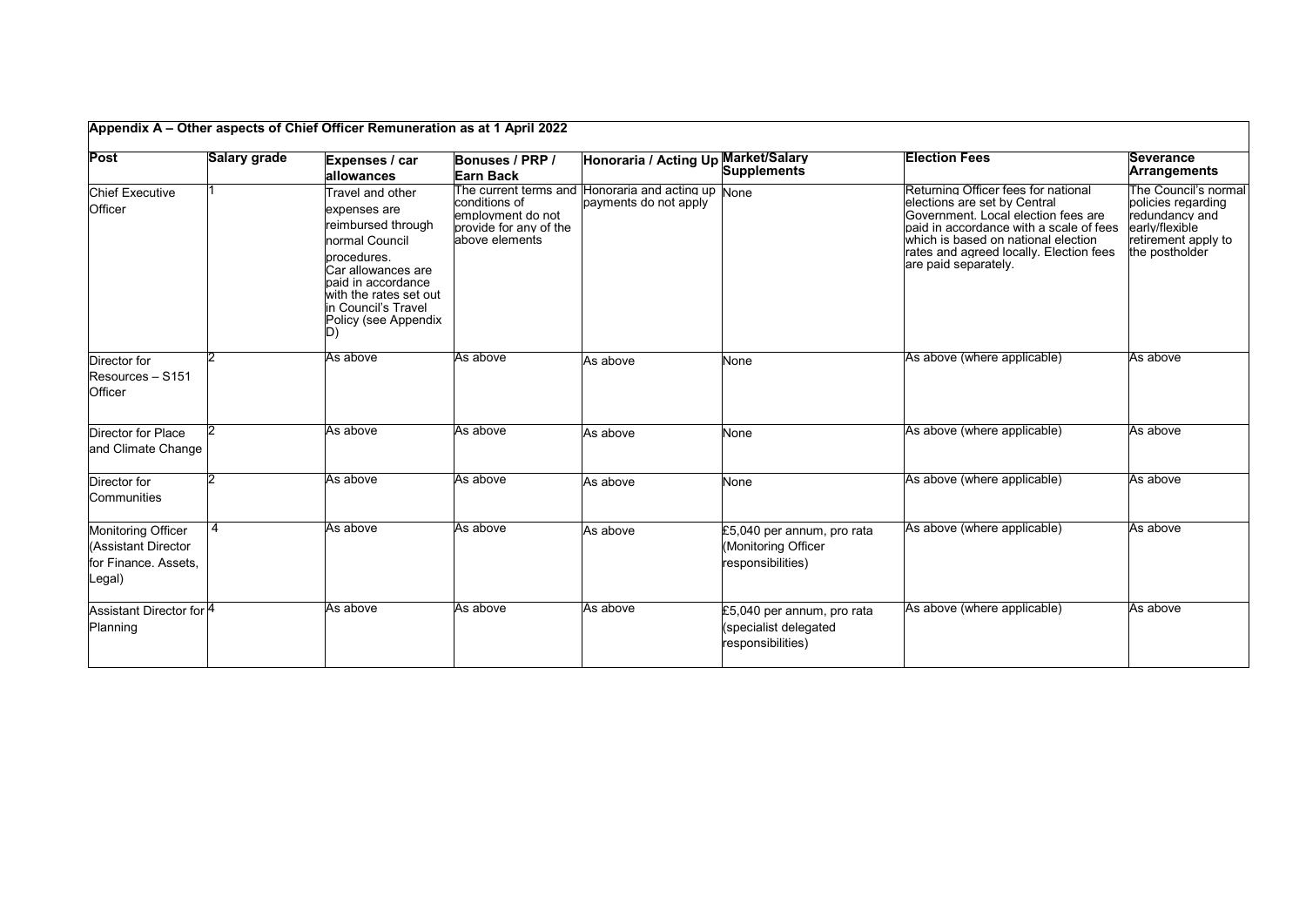## Appendix A – Other aspects of Chief Officer Remuneration as at 1 April 2022

| Post | Salary grade | Expenses / car allowances | Bonuses / PRP / Earn Back | Honoraria / Acting Up | Market/Salary Supplements | Election Fees | Severance Arrangements |
|---|---|---|---|---|---|---|---|
| Chief Executive Officer | 1 | Travel and other expenses are reimbursed through normal Council procedures. Car allowances are paid in accordance with the rates set out in Council's Travel Policy (see Appendix D) | The current terms and conditions of employment do not provide for any of the above elements | Honoraria and acting up payments do not apply | None | Returning Officer fees for national elections are set by Central Government. Local election fees are paid in accordance with a scale of fees which is based on national election rates and agreed locally. Election fees are paid separately. | The Council's normal policies regarding redundancy and early/flexible retirement apply to the postholder |
| Director for Resources – S151 Officer | 2 | As above | As above | As above | None | As above (where applicable) | As above |
| Director for Place and Climate Change | 2 | As above | As above | As above | None | As above (where applicable) | As above |
| Director for Communities | 2 | As above | As above | As above | None | As above (where applicable) | As above |
| Monitoring Officer (Assistant Director for Finance. Assets, Legal) | 4 | As above | As above | As above | £5,040 per annum, pro rata (Monitoring Officer responsibilities) | As above (where applicable) | As above |
| Assistant Director for Planning | 4 | As above | As above | As above | £5,040 per annum, pro rata (specialist delegated responsibilities) | As above (where applicable) | As above |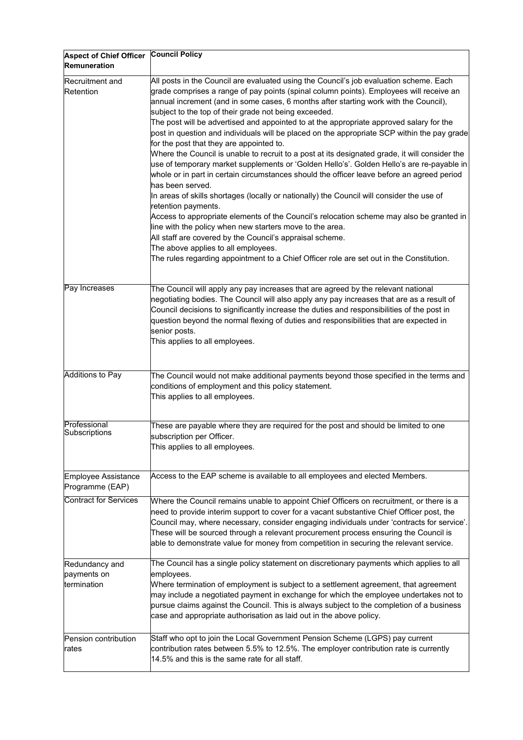| Aspect of Chief Officer Remuneration | Council Policy |
|---|---|
| Recruitment and Retention | All posts in the Council are evaluated using the Council's job evaluation scheme. Each grade comprises a range of pay points (spinal column points). Employees will receive an annual increment (and in some cases, 6 months after starting work with the Council), subject to the top of their grade not being exceeded.<br>The post will be advertised and appointed to at the appropriate approved salary for the post in question and individuals will be placed on the appropriate SCP within the pay grade for the post that they are appointed to.<br>Where the Council is unable to recruit to a post at its designated grade, it will consider the use of temporary market supplements or 'Golden Hello's'. Golden Hello's are re-payable in whole or in part in certain circumstances should the officer leave before an agreed period has been served.<br>In areas of skills shortages (locally or nationally) the Council will consider the use of retention payments.<br>Access to appropriate elements of the Council's relocation scheme may also be granted in line with the policy when new starters move to the area.<br>All staff are covered by the Council's appraisal scheme.<br>The above applies to all employees.<br>The rules regarding appointment to a Chief Officer role are set out in the Constitution. |
| Pay Increases | The Council will apply any pay increases that are agreed by the relevant national negotiating bodies. The Council will also apply any pay increases that are as a result of Council decisions to significantly increase the duties and responsibilities of the post in question beyond the normal flexing of duties and responsibilities that are expected in senior posts.<br>This applies to all employees. |
| Additions to Pay | The Council would not make additional payments beyond those specified in the terms and conditions of employment and this policy statement.<br>This applies to all employees. |
| Professional Subscriptions | These are payable where they are required for the post and should be limited to one subscription per Officer.<br>This applies to all employees. |
| Employee Assistance Programme (EAP) | Access to the EAP scheme is available to all employees and elected Members. |
| Contract for Services | Where the Council remains unable to appoint Chief Officers on recruitment, or there is a need to provide interim support to cover for a vacant substantive Chief Officer post, the Council may, where necessary, consider engaging individuals under 'contracts for service'. These will be sourced through a relevant procurement process ensuring the Council is able to demonstrate value for money from competition in securing the relevant service. |
| Redundancy and payments on termination | The Council has a single policy statement on discretionary payments which applies to all employees.<br>Where termination of employment is subject to a settlement agreement, that agreement may include a negotiated payment in exchange for which the employee undertakes not to pursue claims against the Council. This is always subject to the completion of a business case and appropriate authorisation as laid out in the above policy. |
| Pension contribution rates | Staff who opt to join the Local Government Pension Scheme (LGPS) pay current contribution rates between 5.5% to 12.5%. The employer contribution rate is currently 14.5% and this is the same rate for all staff. |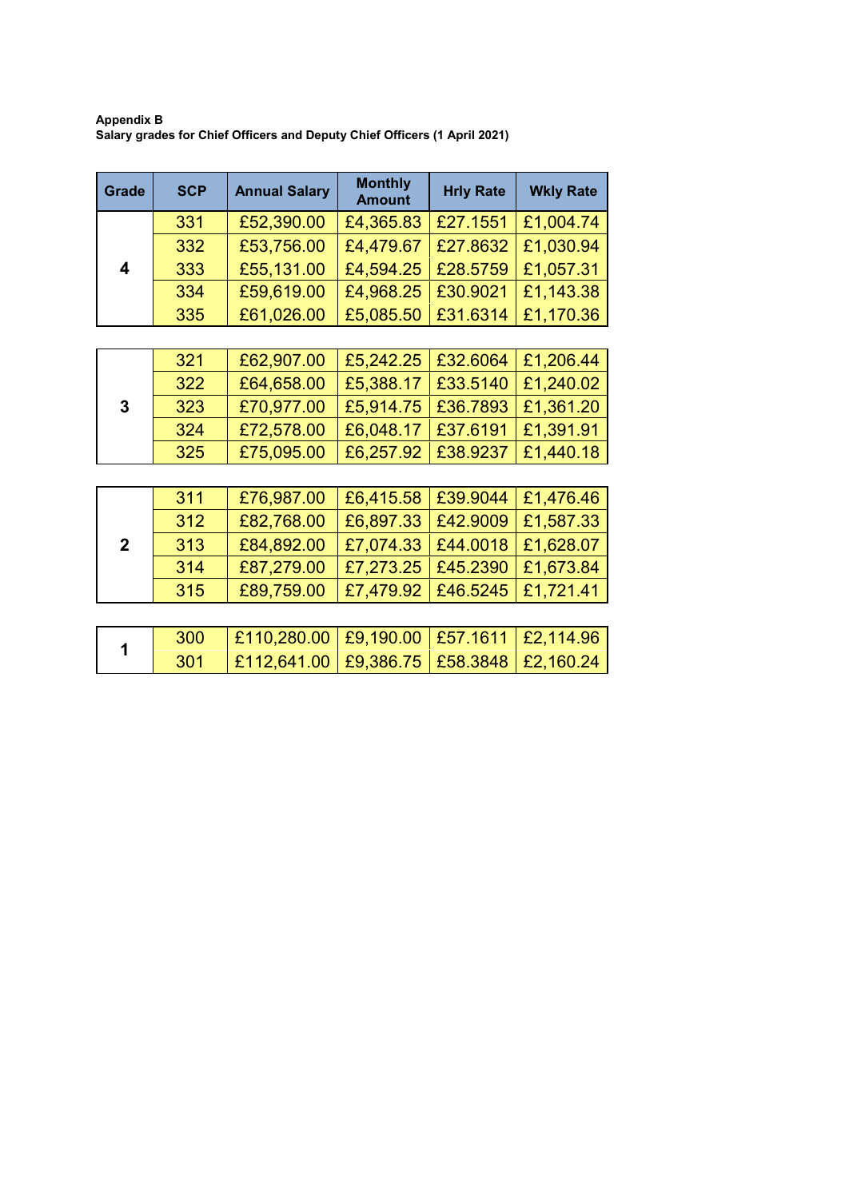**Appendix B**
**Salary grades for Chief Officers and Deputy Chief Officers (1 April 2021)**

| Grade | SCP | Annual Salary | Monthly Amount | Hrly Rate | Wkly Rate |
|---|---|---|---|---|---|
| 4 | 331 | £52,390.00 | £4,365.83 | £27.1551 | £1,004.74 |
| | 332 | £53,756.00 | £4,479.67 | £27.8632 | £1,030.94 |
| | 333 | £55,131.00 | £4,594.25 | £28.5759 | £1,057.31 |
| | 334 | £59,619.00 | £4,968.25 | £30.9021 | £1,143.38 |
| | 335 | £61,026.00 | £5,085.50 | £31.6314 | £1,170.36 |
| 3 | 321 | £62,907.00 | £5,242.25 | £32.6064 | £1,206.44 |
| | 322 | £64,658.00 | £5,388.17 | £33.5140 | £1,240.02 |
| | 323 | £70,977.00 | £5,914.75 | £36.7893 | £1,361.20 |
| | 324 | £72,578.00 | £6,048.17 | £37.6191 | £1,391.91 |
| | 325 | £75,095.00 | £6,257.92 | £38.9237 | £1,440.18 |
| 2 | 311 | £76,987.00 | £6,415.58 | £39.9044 | £1,476.46 |
| | 312 | £82,768.00 | £6,897.33 | £42.9009 | £1,587.33 |
| | 313 | £84,892.00 | £7,074.33 | £44.0018 | £1,628.07 |
| | 314 | £87,279.00 | £7,273.25 | £45.2390 | £1,673.84 |
| | 315 | £89,759.00 | £7,479.92 | £46.5245 | £1,721.41 |
| 1 | 300 | £110,280.00 | £9,190.00 | £57.1611 | £2,114.96 |
| | 301 | £112,641.00 | £9,386.75 | £58.3848 | £2,160.24 |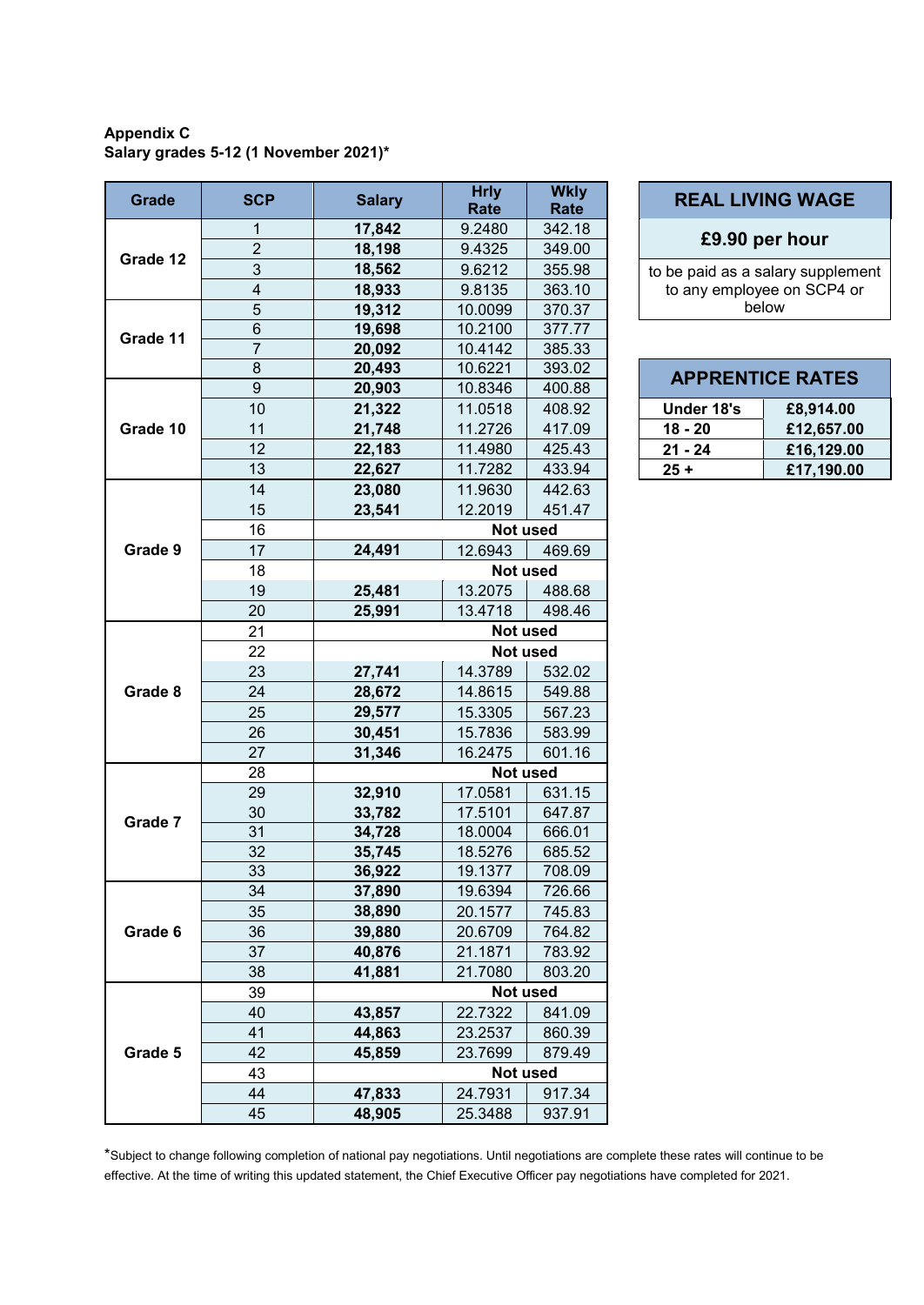**Appendix C**
**Salary grades 5-12 (1 November 2021)***

| Grade | SCP | Salary | Hrly Rate | Wkly Rate |
|---|---|---|---|---|
| Grade 12 | 1 | **17,842** | 9.2480 | 342.18 |
| | 2 | **18,198** | 9.4325 | 349.00 |
| | 3 | **18,562** | 9.6212 | 355.98 |
| | 4 | **18,933** | 9.8135 | 363.10 |
| Grade 11 | 5 | **19,312** | 10.0099 | 370.37 |
| | 6 | **19,698** | 10.2100 | 377.77 |
| | 7 | **20,092** | 10.4142 | 385.33 |
| | 8 | **20,493** | 10.6221 | 393.02 |
| Grade 10 | 9 | **20,903** | 10.8346 | 400.88 |
| | 10 | **21,322** | 11.0518 | 408.92 |
| | 11 | **21,748** | 11.2726 | 417.09 |
| | 12 | **22,183** | 11.4980 | 425.43 |
| | 13 | **22,627** | 11.7282 | 433.94 |
| Grade 9 | 14 | **23,080** | 11.9630 | 442.63 |
| | 15 | **23,541** | 12.2019 | 451.47 |
| | 16 | **Not used** | | |
| | 17 | **24,491** | 12.6943 | 469.69 |
| | 18 | **Not used** | | |
| | 19 | **25,481** | 13.2075 | 488.68 |
| | 20 | **25,991** | 13.4718 | 498.46 |
| Grade 8 | 21 | **Not used** | | |
| | 22 | **Not used** | | |
| | 23 | **27,741** | 14.3789 | 532.02 |
| | 24 | **28,672** | 14.8615 | 549.88 |
| | 25 | **29,577** | 15.3305 | 567.23 |
| | 26 | **30,451** | 15.7836 | 583.99 |
| | 27 | **31,346** | 16.2475 | 601.16 |
| Grade 7 | 28 | **Not used** | | |
| | 29 | **32,910** | 17.0581 | 631.15 |
| | 30 | **33,782** | 17.5101 | 647.87 |
| | 31 | **34,728** | 18.0004 | 666.01 |
| | 32 | **35,745** | 18.5276 | 685.52 |
| | 33 | **36,922** | 19.1377 | 708.09 |
| Grade 6 | 34 | **37,890** | 19.6394 | 726.66 |
| | 35 | **38,890** | 20.1577 | 745.83 |
| | 36 | **39,880** | 20.6709 | 764.82 |
| | 37 | **40,876** | 21.1871 | 783.92 |
| | 38 | **41,881** | 21.7080 | 803.20 |
| Grade 5 | 39 | **Not used** | | |
| | 40 | **43,857** | 22.7322 | 841.09 |
| | 41 | **44,863** | 23.2537 | 860.39 |
| | 42 | **45,859** | 23.7699 | 879.49 |
| | 43 | **Not used** | | |
| | 44 | **47,833** | 24.7931 | 917.34 |
| | 45 | **48,905** | 25.3488 | 937.91 |

| REAL LIVING WAGE |
|---|
| **£9.90 per hour** |
| to be paid as a salary supplement to any employee on SCP4 or below |

| APPRENTICE RATES | |
|---|---|
| **Under 18's** | **£8,914.00** |
| **18 - 20** | **£12,657.00** |
| **21 - 24** | **£16,129.00** |
| **25 +** | **£17,190.00** |

*Subject to change following completion of national pay negotiations. Until negotiations are complete these rates will continue to be effective. At the time of writing this updated statement, the Chief Executive Officer pay negotiations have completed for 2021.